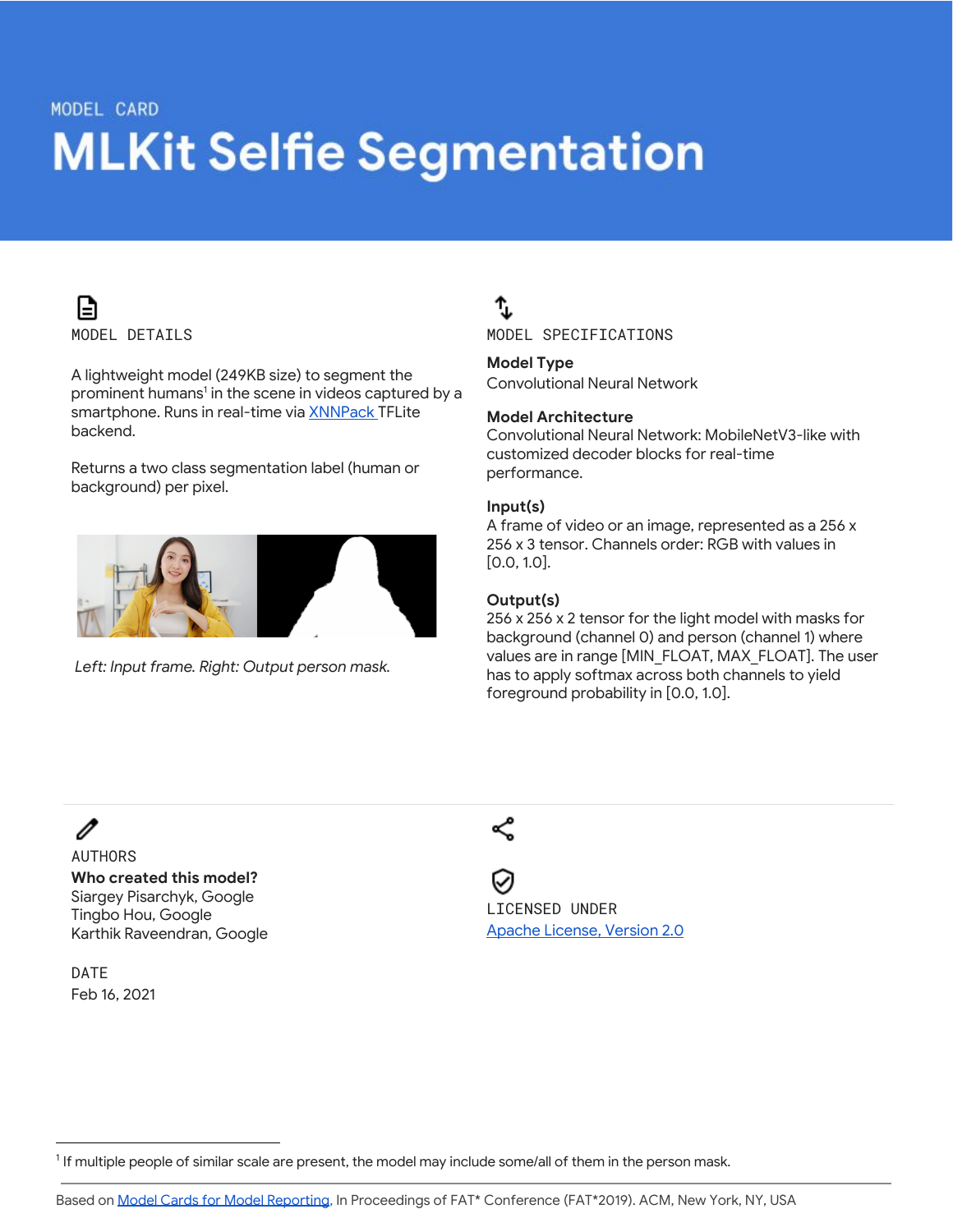MODEL CARD

# MLKit Selfie Segmentation

## MODEL DETAILS

A lightweight model (249KB size) to segment the prominent humans[1] in the scene in videos captured by a smartphone. Runs in real-time via XNNPack TFLite backend.

Returns a two class segmentation label (human or background) per pixel.

*Left: Input frame. Right: Output person mask.*

## MODEL SPECIFICATIONS

**Model Type**
Convolutional Neural Network

**Model Architecture**
Convolutional Neural Network: MobileNetV3-like with customized decoder blocks for real-time performance.

**Input(s)**
A frame of video or an image, represented as a 256 x 256 x 3 tensor. Channels order: RGB with values in [0.0, 1.0].

**Output(s)**
256 x 256 x 2 tensor for the light model with masks for background (channel 0) and person (channel 1) where values are in range [MIN_FLOAT, MAX_FLOAT]. The user has to apply softmax across both channels to yield foreground probability in [0.0, 1.0].

## AUTHORS

**Who created this model?**
Siargey Pisarchyk, Google
Tingbo Hou, Google
Karthik Raveendran, Google

## DATE

Feb 16, 2021

## LICENSED UNDER

Apache License, Version 2.0

[1] If multiple people of similar scale are present, the model may include some/all of them in the person mask.

Based on Model Cards for Model Reporting, In Proceedings of FAT* Conference (FAT*2019). ACM, New York, NY, USA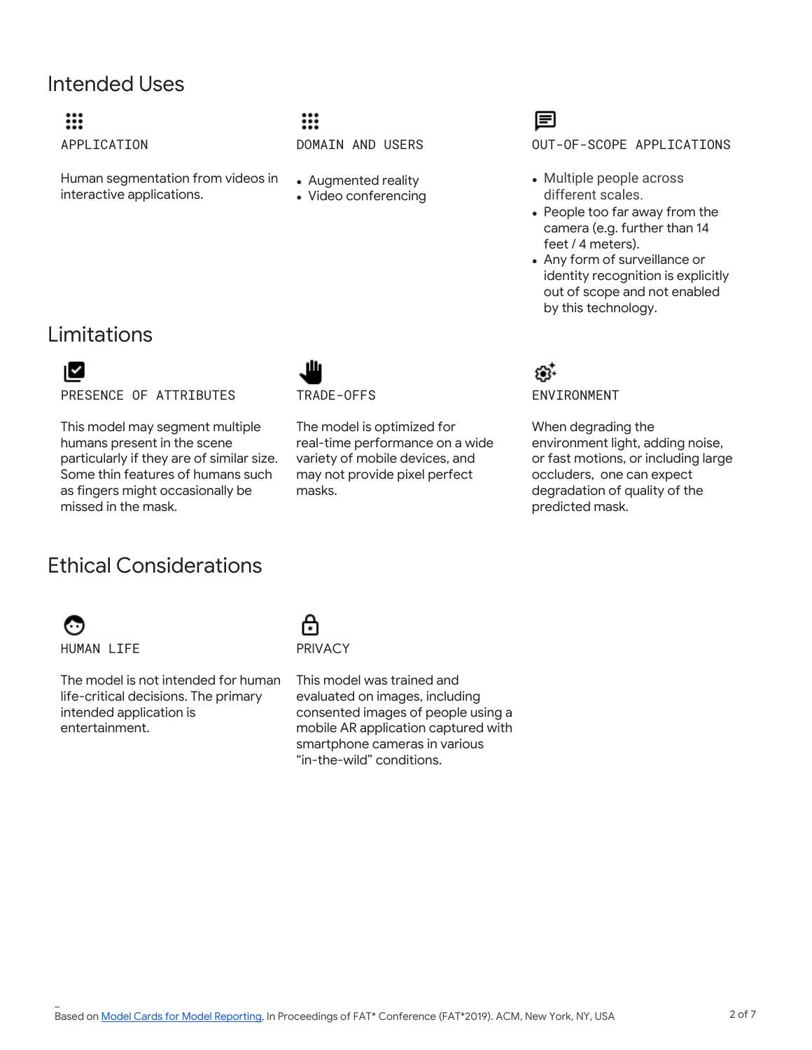## Intended Uses

### APPLICATION

Human segmentation from videos in interactive applications.

### DOMAIN AND USERS

- Augmented reality
- Video conferencing

### OUT-OF-SCOPE APPLICATIONS

- Multiple people across different scales.
- People too far away from the camera (e.g. further than 14 feet / 4 meters).
- Any form of surveillance or identity recognition is explicitly out of scope and not enabled by this technology.

## Limitations

### PRESENCE OF ATTRIBUTES

This model may segment multiple humans present in the scene particularly if they are of similar size. Some thin features of humans such as fingers might occasionally be missed in the mask.

### TRADE-OFFS

The model is optimized for real-time performance on a wide variety of mobile devices, and may not provide pixel perfect masks.

### ENVIRONMENT

When degrading the environment light, adding noise, or fast motions, or including large occluders, one can expect degradation of quality of the predicted mask.

## Ethical Considerations

### HUMAN LIFE

The model is not intended for human life-critical decisions. The primary intended application is entertainment.

### PRIVACY

This model was trained and evaluated on images, including consented images of people using a mobile AR application captured with smartphone cameras in various "in-the-wild" conditions.

Based on Model Cards for Model Reporting, In Proceedings of FAT* Conference (FAT*2019). ACM, New York, NY, USA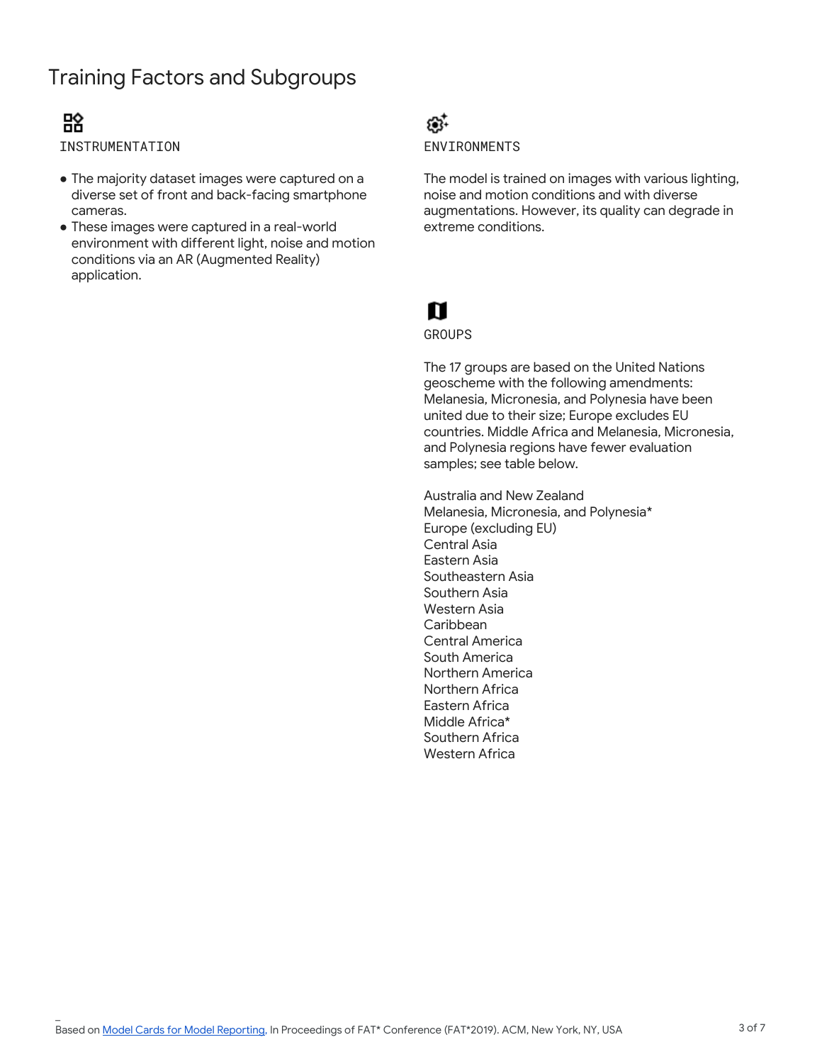# Training Factors and Subgroups

### INSTRUMENTATION

- The majority dataset images were captured on a diverse set of front and back-facing smartphone cameras.
- These images were captured in a real-world environment with different light, noise and motion conditions via an AR (Augmented Reality) application.

### ENVIRONMENTS

The model is trained on images with various lighting, noise and motion conditions and with diverse augmentations. However, its quality can degrade in extreme conditions.

### GROUPS

The 17 groups are based on the United Nations geoscheme with the following amendments: Melanesia, Micronesia, and Polynesia have been united due to their size; Europe excludes EU countries. Middle Africa and Melanesia, Micronesia, and Polynesia regions have fewer evaluation samples; see table below.

Australia and New Zealand
Melanesia, Micronesia, and Polynesia*
Europe (excluding EU)
Central Asia
Eastern Asia
Southeastern Asia
Southern Asia
Western Asia
Caribbean
Central America
South America
Northern America
Northern Africa
Eastern Africa
Middle Africa*
Southern Africa
Western Africa

Based on [Model Cards for Model Reporting](), In Proceedings of FAT* Conference (FAT*2019). ACM, New York, NY, USA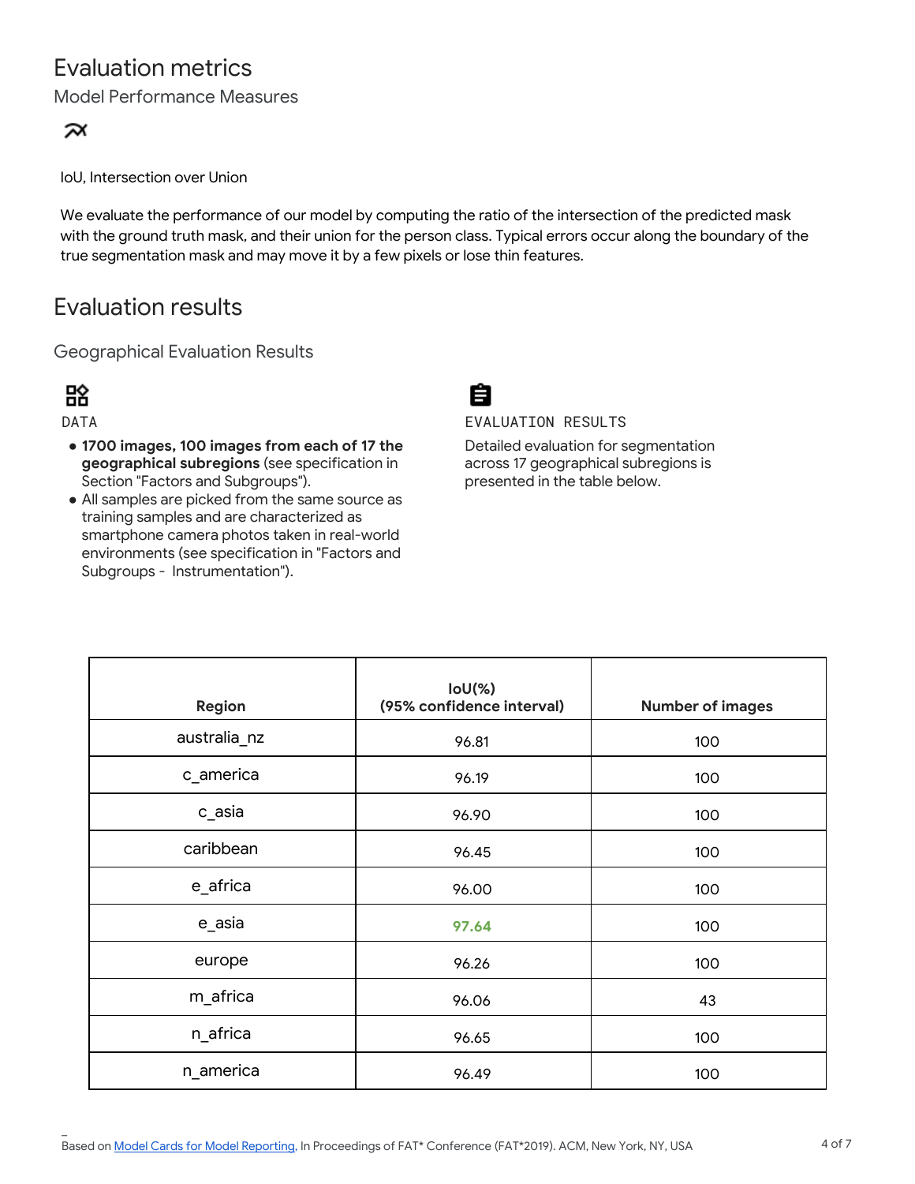# Evaluation metrics

Model Performance Measures

IoU, Intersection over Union

We evaluate the performance of our model by computing the ratio of the intersection of the predicted mask with the ground truth mask, and their union for the person class. Typical errors occur along the boundary of the true segmentation mask and may move it by a few pixels or lose thin features.

# Evaluation results

## Geographical Evaluation Results

DATA

- **1700 images, 100 images from each of 17 the geographical subregions** (see specification in Section "Factors and Subgroups").
- All samples are picked from the same source as training samples and are characterized as smartphone camera photos taken in real-world environments (see specification in "Factors and Subgroups - Instrumentation").

EVALUATION RESULTS

Detailed evaluation for segmentation across 17 geographical subregions is presented in the table below.

| Region | IoU(%) (95% confidence interval) | Number of images |
|---|---|---|
| australia_nz | 96.81 | 100 |
| c_america | 96.19 | 100 |
| c_asia | 96.90 | 100 |
| caribbean | 96.45 | 100 |
| e_africa | 96.00 | 100 |
| e_asia | 97.64 | 100 |
| europe | 96.26 | 100 |
| m_africa | 96.06 | 43 |
| n_africa | 96.65 | 100 |
| n_america | 96.49 | 100 |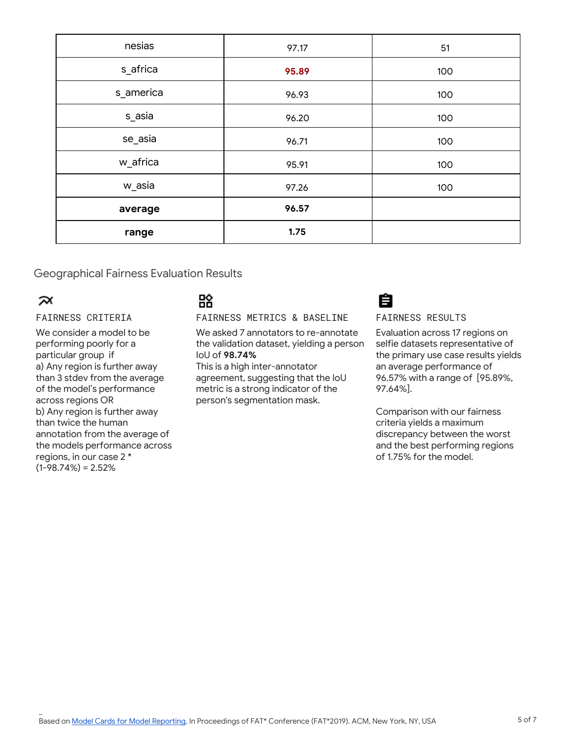| | | |
|---|---|---|
| nesias | 97.17 | 51 |
| s_africa | **95.89** | 100 |
| s_america | 96.93 | 100 |
| s_asia | 96.20 | 100 |
| se_asia | 96.71 | 100 |
| w_africa | 95.91 | 100 |
| w_asia | 97.26 | 100 |
| **average** | **96.57** | |
| **range** | **1.75** | |

## Geographical Fairness Evaluation Results

### FAIRNESS CRITERIA

We consider a model to be performing poorly for a particular group if
a) Any region is further away than 3 stdev from the average of the model's performance across regions OR
b) Any region is further away than twice the human annotation from the average of the models performance across regions, in our case 2 * (1-98.74%) = 2.52%

### FAIRNESS METRICS & BASELINE

We asked 7 annotators to re-annotate the validation dataset, yielding a person IoU of **98.74%**
This is a high inter-annotator agreement, suggesting that the IoU metric is a strong indicator of the person's segmentation mask.

### FAIRNESS RESULTS

Evaluation across 17 regions on selfie datasets representative of the primary use case results yields an average performance of 96.57% with a range of [95.89%, 97.64%].

Comparison with our fairness criteria yields a maximum discrepancy between the worst and the best performing regions of 1.75% for the model.

Based on Model Cards for Model Reporting, In Proceedings of FAT* Conference (FAT*2019). ACM, New York, NY, USA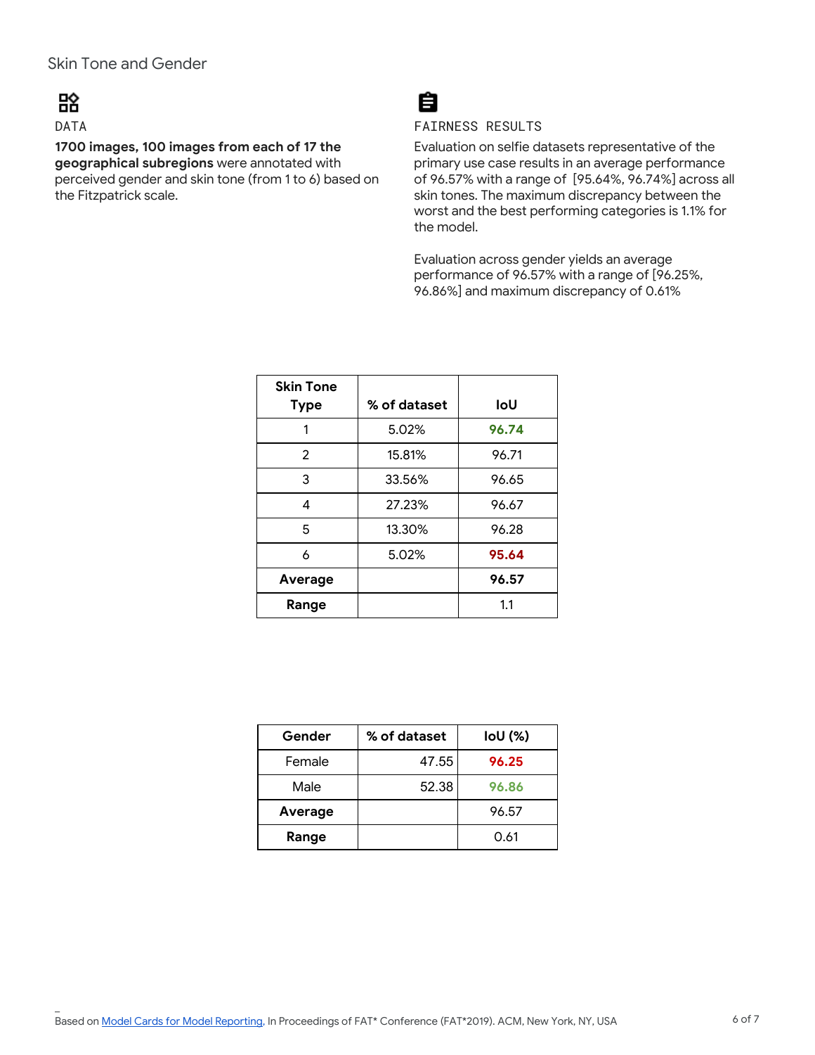## Skin Tone and Gender

### DATA

**1700 images, 100 images from each of 17 the geographical subregions** were annotated with perceived gender and skin tone (from 1 to 6) based on the Fitzpatrick scale.

### FAIRNESS RESULTS

Evaluation on selfie datasets representative of the primary use case results in an average performance of 96.57% with a range of [95.64%, 96.74%] across all skin tones. The maximum discrepancy between the worst and the best performing categories is 1.1% for the model.

Evaluation across gender yields an average performance of 96.57% with a range of [96.25%, 96.86%] and maximum discrepancy of 0.61%

| Skin Tone Type | % of dataset | IoU |
|---|---|---|
| 1 | 5.02% | **96.74** |
| 2 | 15.81% | 96.71 |
| 3 | 33.56% | 96.65 |
| 4 | 27.23% | 96.67 |
| 5 | 13.30% | 96.28 |
| 6 | 5.02% | **95.64** |
| **Average** | | **96.57** |
| **Range** | | 1.1 |

| Gender | % of dataset | IoU (%) |
|---|---|---|
| Female | 47.55 | **96.25** |
| Male | 52.38 | **96.86** |
| **Average** | | 96.57 |
| **Range** | | 0.61 |

Based on Model Cards for Model Reporting, In Proceedings of FAT* Conference (FAT*2019). ACM, New York, NY, USA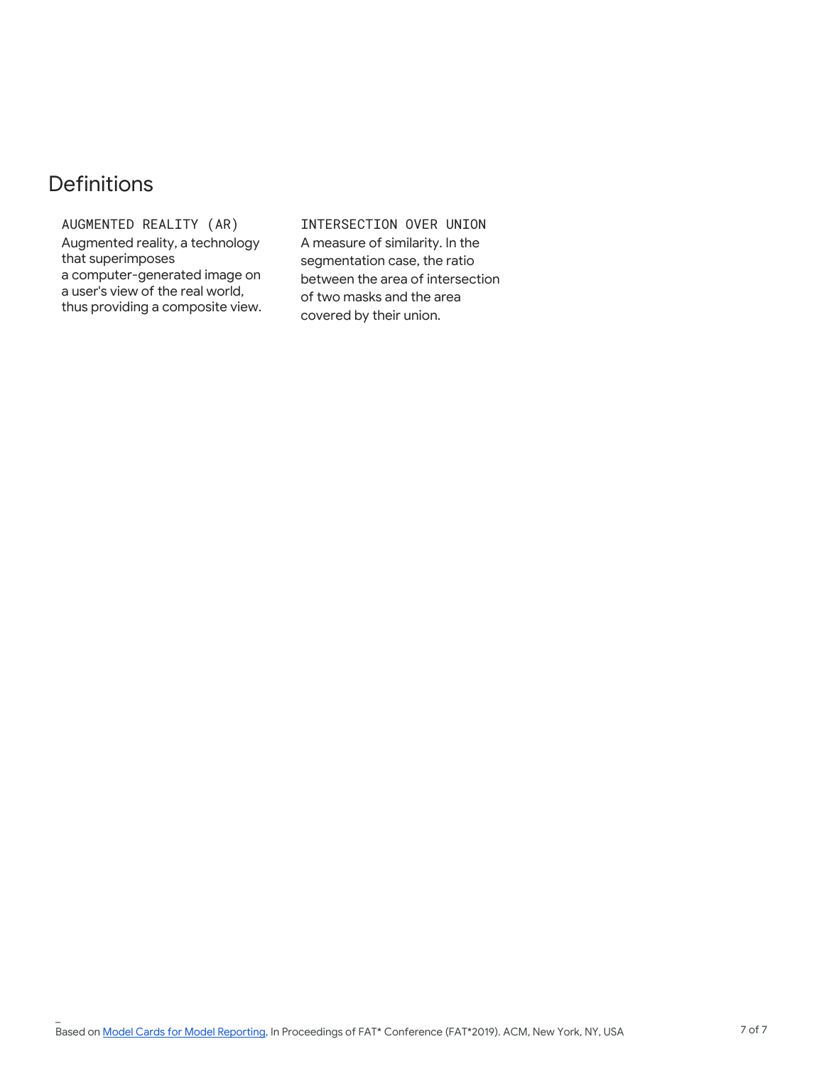# Definitions

AUGMENTED REALITY (AR)
Augmented reality, a technology that superimposes a computer-generated image on a user's view of the real world, thus providing a composite view.

INTERSECTION OVER UNION
A measure of similarity. In the segmentation case, the ratio between the area of intersection of two masks and the area covered by their union.

Based on Model Cards for Model Reporting, In Proceedings of FAT* Conference (FAT*2019). ACM, New York, NY, USA